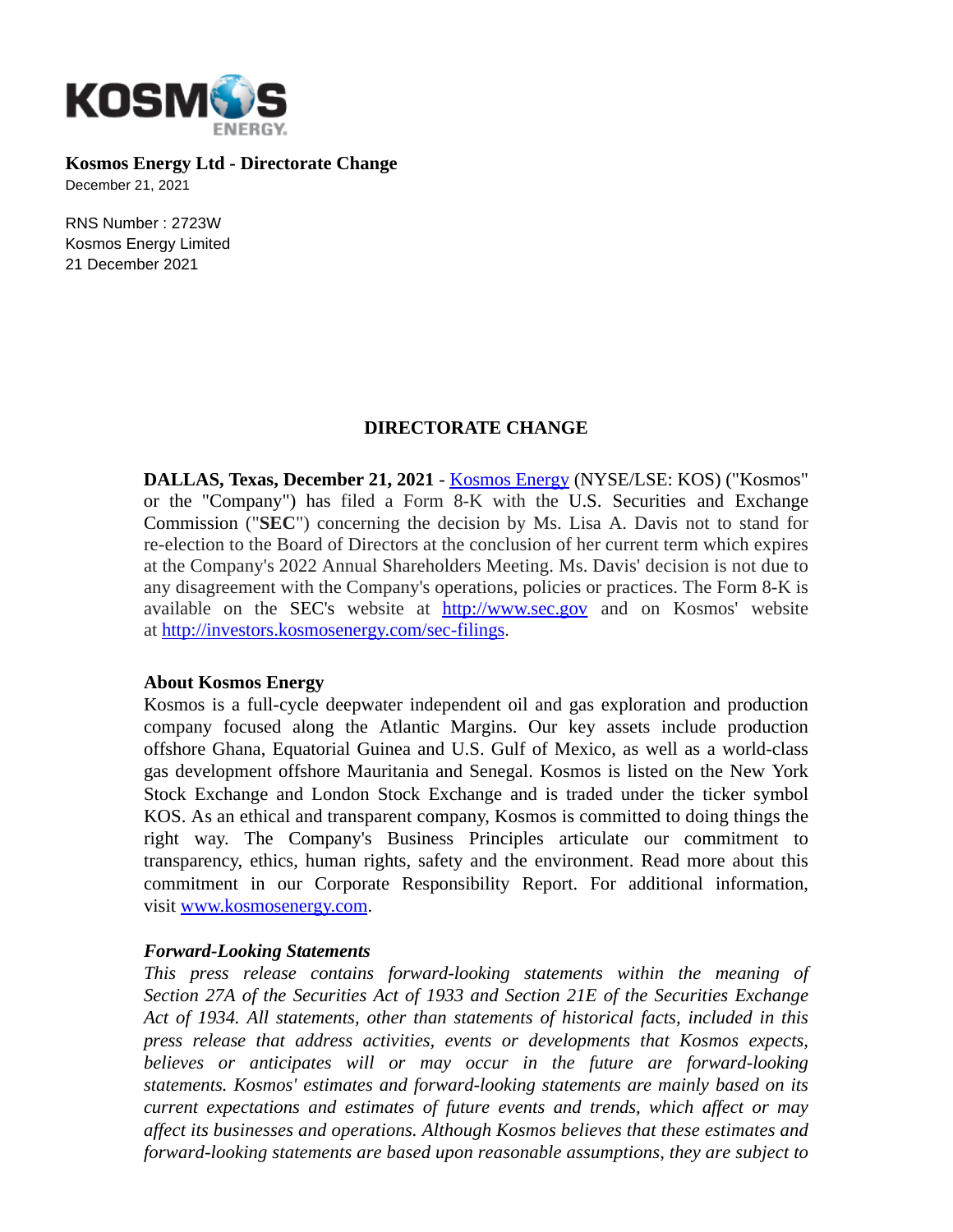**Kosmos Energy Ltd - Directorate Change**
December 21, 2021

RNS Number : 2723W
Kosmos Energy Limited
21 December 2021

## DIRECTORATE CHANGE

**DALLAS, Texas, December 21, 2021** - [Kosmos Energy](http://investors.kosmosenergy.com) (NYSE/LSE: KOS) ("Kosmos" or the "Company") has filed a Form 8-K with the U.S. Securities and Exchange Commission ("**SEC**") concerning the decision by Ms. Lisa A. Davis not to stand for re-election to the Board of Directors at the conclusion of her current term which expires at the Company's 2022 Annual Shareholders Meeting. Ms. Davis' decision is not due to any disagreement with the Company's operations, policies or practices. The Form 8-K is available on the SEC's website at [http://www.sec.gov](http://www.sec.gov) and on Kosmos' website at [http://investors.kosmosenergy.com/sec-filings](http://investors.kosmosenergy.com/sec-filings).

**About Kosmos Energy**
Kosmos is a full-cycle deepwater independent oil and gas exploration and production company focused along the Atlantic Margins. Our key assets include production offshore Ghana, Equatorial Guinea and U.S. Gulf of Mexico, as well as a world-class gas development offshore Mauritania and Senegal. Kosmos is listed on the New York Stock Exchange and London Stock Exchange and is traded under the ticker symbol KOS. As an ethical and transparent company, Kosmos is committed to doing things the right way. The Company's Business Principles articulate our commitment to transparency, ethics, human rights, safety and the environment. Read more about this commitment in our Corporate Responsibility Report. For additional information, visit [www.kosmosenergy.com](http://www.kosmosenergy.com).

***Forward-Looking Statements***
*This press release contains forward-looking statements within the meaning of Section 27A of the Securities Act of 1933 and Section 21E of the Securities Exchange Act of 1934. All statements, other than statements of historical facts, included in this press release that address activities, events or developments that Kosmos expects, believes or anticipates will or may occur in the future are forward-looking statements. Kosmos' estimates and forward-looking statements are mainly based on its current expectations and estimates of future events and trends, which affect or may affect its businesses and operations. Although Kosmos believes that these estimates and forward-looking statements are based upon reasonable assumptions, they are subject to*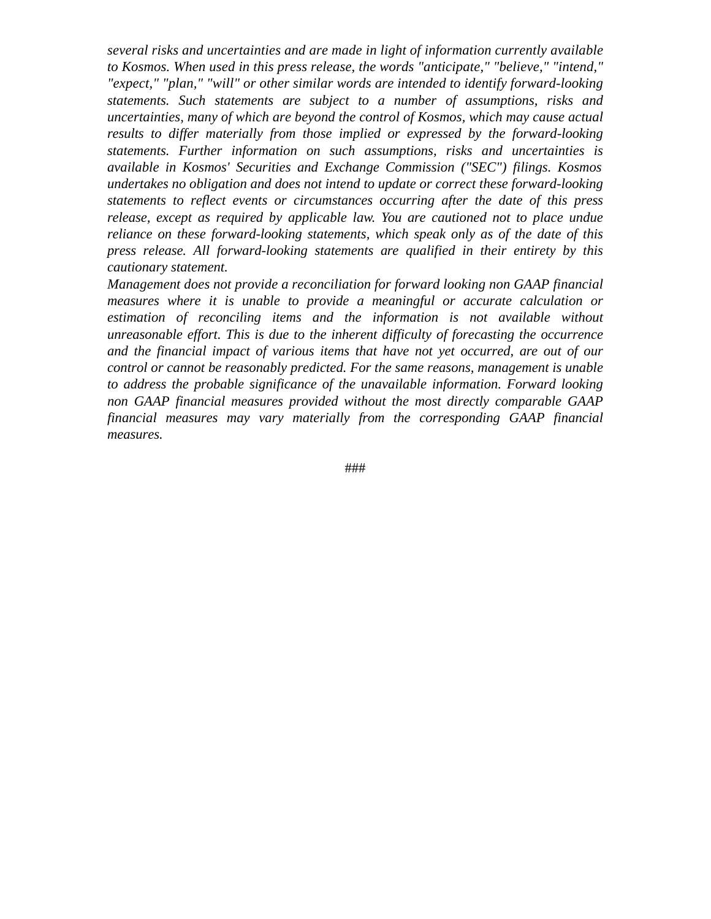*several risks and uncertainties and are made in light of information currently available to Kosmos. When used in this press release, the words "anticipate," "believe," "intend," "expect," "plan," "will" or other similar words are intended to identify forward-looking statements. Such statements are subject to a number of assumptions, risks and uncertainties, many of which are beyond the control of Kosmos, which may cause actual results to differ materially from those implied or expressed by the forward-looking statements. Further information on such assumptions, risks and uncertainties is available in Kosmos' Securities and Exchange Commission ("SEC") filings. Kosmos undertakes no obligation and does not intend to update or correct these forward-looking statements to reflect events or circumstances occurring after the date of this press release, except as required by applicable law. You are cautioned not to place undue reliance on these forward-looking statements, which speak only as of the date of this press release. All forward-looking statements are qualified in their entirety by this cautionary statement.*

*Management does not provide a reconciliation for forward looking non GAAP financial measures where it is unable to provide a meaningful or accurate calculation or estimation of reconciling items and the information is not available without unreasonable effort. This is due to the inherent difficulty of forecasting the occurrence and the financial impact of various items that have not yet occurred, are out of our control or cannot be reasonably predicted. For the same reasons, management is unable to address the probable significance of the unavailable information. Forward looking non GAAP financial measures provided without the most directly comparable GAAP financial measures may vary materially from the corresponding GAAP financial measures.*

###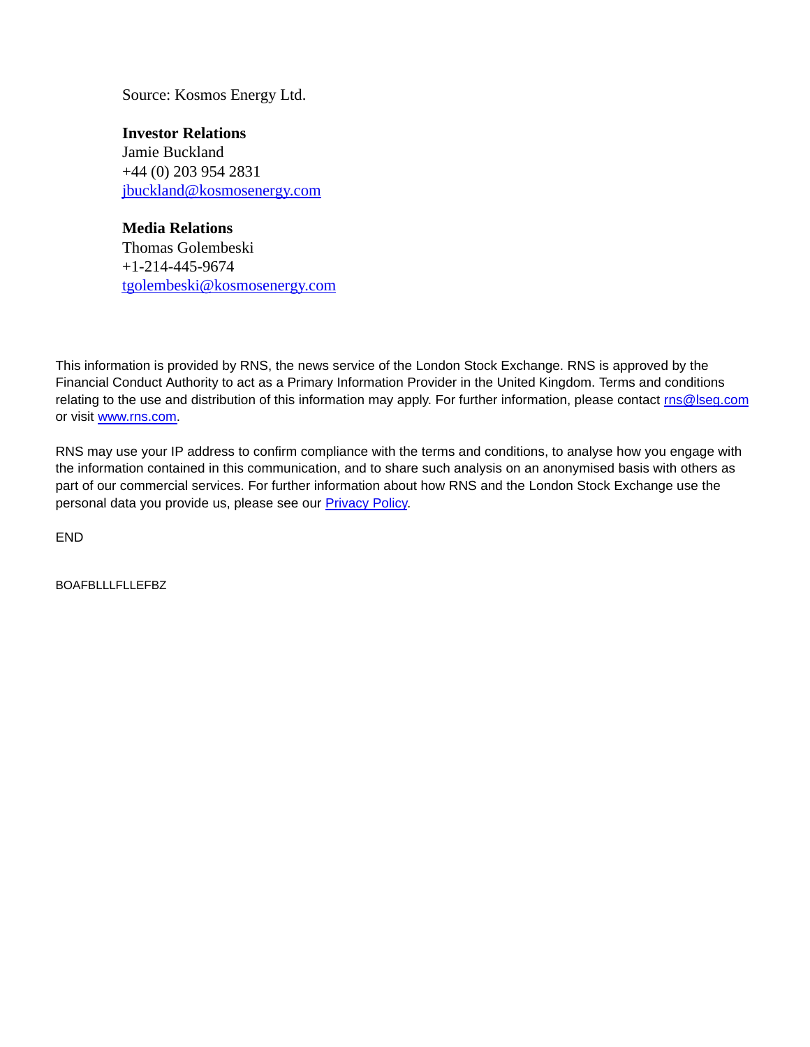Source: Kosmos Energy Ltd.

**Investor Relations**
Jamie Buckland
+44 (0) 203 954 2831
jbuckland@kosmosenergy.com

**Media Relations**
Thomas Golembeski
+1-214-445-9674
tgolembeski@kosmosenergy.com

This information is provided by RNS, the news service of the London Stock Exchange. RNS is approved by the Financial Conduct Authority to act as a Primary Information Provider in the United Kingdom. Terms and conditions relating to the use and distribution of this information may apply. For further information, please contact rns@lseg.com or visit www.rns.com.

RNS may use your IP address to confirm compliance with the terms and conditions, to analyse how you engage with the information contained in this communication, and to share such analysis on an anonymised basis with others as part of our commercial services. For further information about how RNS and the London Stock Exchange use the personal data you provide us, please see our Privacy Policy.

END

BOAFBLLLFLLEFBZ